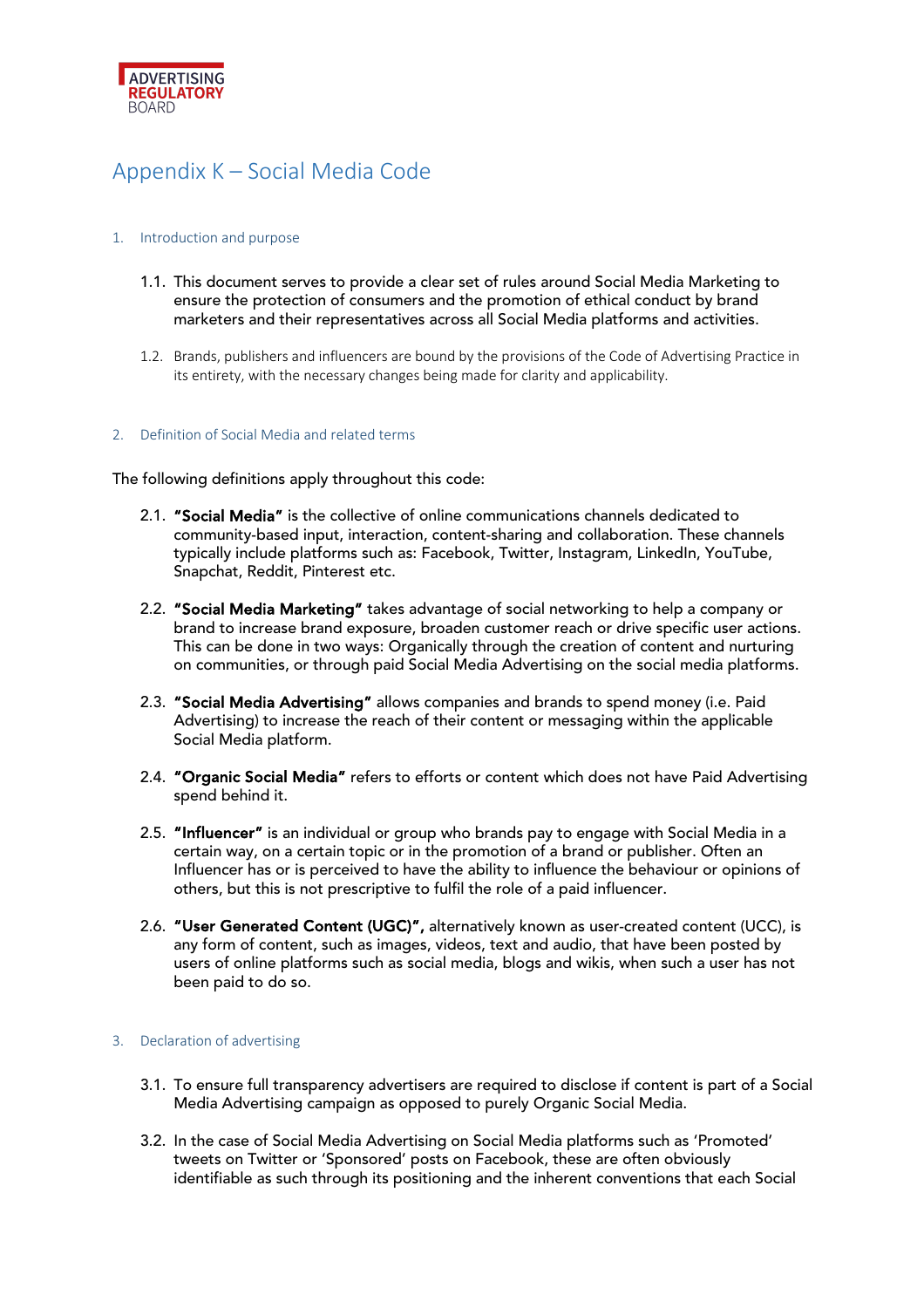ADVERTISING REGULATORY BOARD

# Appendix K – Social Media Code

## 1. Introduction and purpose

1.1. This document serves to provide a clear set of rules around Social Media Marketing to ensure the protection of consumers and the promotion of ethical conduct by brand marketers and their representatives across all Social Media platforms and activities.

1.2. Brands, publishers and influencers are bound by the provisions of the Code of Advertising Practice in its entirety, with the necessary changes being made for clarity and applicability.

## 2. Definition of Social Media and related terms

The following definitions apply throughout this code:

2.1. **"Social Media"** is the collective of online communications channels dedicated to community-based input, interaction, content-sharing and collaboration. These channels typically include platforms such as: Facebook, Twitter, Instagram, LinkedIn, YouTube, Snapchat, Reddit, Pinterest etc.

2.2. **"Social Media Marketing"** takes advantage of social networking to help a company or brand to increase brand exposure, broaden customer reach or drive specific user actions. This can be done in two ways: Organically through the creation of content and nurturing on communities, or through paid Social Media Advertising on the social media platforms.

2.3. **"Social Media Advertising"** allows companies and brands to spend money (i.e. Paid Advertising) to increase the reach of their content or messaging within the applicable Social Media platform.

2.4. **"Organic Social Media"** refers to efforts or content which does not have Paid Advertising spend behind it.

2.5. **"Influencer"** is an individual or group who brands pay to engage with Social Media in a certain way, on a certain topic or in the promotion of a brand or publisher. Often an Influencer has or is perceived to have the ability to influence the behaviour or opinions of others, but this is not prescriptive to fulfil the role of a paid influencer.

2.6. **"User Generated Content (UGC)",** alternatively known as user-created content (UCC), is any form of content, such as images, videos, text and audio, that have been posted by users of online platforms such as social media, blogs and wikis, when such a user has not been paid to do so.

## 3. Declaration of advertising

3.1. To ensure full transparency advertisers are required to disclose if content is part of a Social Media Advertising campaign as opposed to purely Organic Social Media.

3.2. In the case of Social Media Advertising on Social Media platforms such as 'Promoted' tweets on Twitter or 'Sponsored' posts on Facebook, these are often obviously identifiable as such through its positioning and the inherent conventions that each Social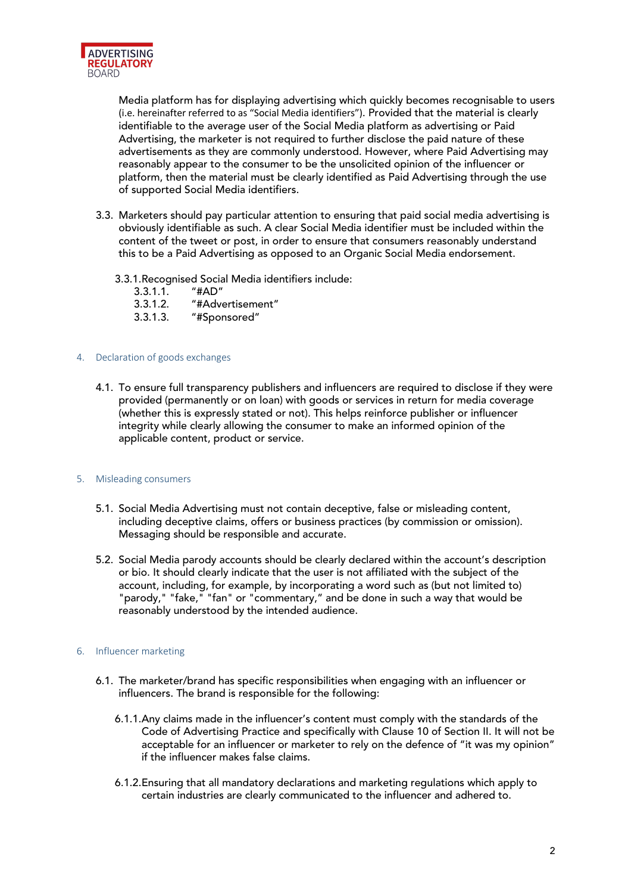Media platform has for displaying advertising which quickly becomes recognisable to users (i.e. hereinafter referred to as "Social Media identifiers"). Provided that the material is clearly identifiable to the average user of the Social Media platform as advertising or Paid Advertising, the marketer is not required to further disclose the paid nature of these advertisements as they are commonly understood. However, where Paid Advertising may reasonably appear to the consumer to be the unsolicited opinion of the influencer or platform, then the material must be clearly identified as Paid Advertising through the use of supported Social Media identifiers.

3.3. Marketers should pay particular attention to ensuring that paid social media advertising is obviously identifiable as such. A clear Social Media identifier must be included within the content of the tweet or post, in order to ensure that consumers reasonably understand this to be a Paid Advertising as opposed to an Organic Social Media endorsement.

3.3.1. Recognised Social Media identifiers include:

3.3.1.1. "#AD"

3.3.1.2. "#Advertisement"

3.3.1.3. "#Sponsored"

## 4. Declaration of goods exchanges

4.1. To ensure full transparency publishers and influencers are required to disclose if they were provided (permanently or on loan) with goods or services in return for media coverage (whether this is expressly stated or not). This helps reinforce publisher or influencer integrity while clearly allowing the consumer to make an informed opinion of the applicable content, product or service.

## 5. Misleading consumers

5.1. Social Media Advertising must not contain deceptive, false or misleading content, including deceptive claims, offers or business practices (by commission or omission). Messaging should be responsible and accurate.

5.2. Social Media parody accounts should be clearly declared within the account's description or bio. It should clearly indicate that the user is not affiliated with the subject of the account, including, for example, by incorporating a word such as (but not limited to) "parody," "fake," "fan" or "commentary," and be done in such a way that would be reasonably understood by the intended audience.

## 6. Influencer marketing

6.1. The marketer/brand has specific responsibilities when engaging with an influencer or influencers. The brand is responsible for the following:

6.1.1. Any claims made in the influencer's content must comply with the standards of the Code of Advertising Practice and specifically with Clause 10 of Section II. It will not be acceptable for an influencer or marketer to rely on the defence of "it was my opinion" if the influencer makes false claims.

6.1.2. Ensuring that all mandatory declarations and marketing regulations which apply to certain industries are clearly communicated to the influencer and adhered to.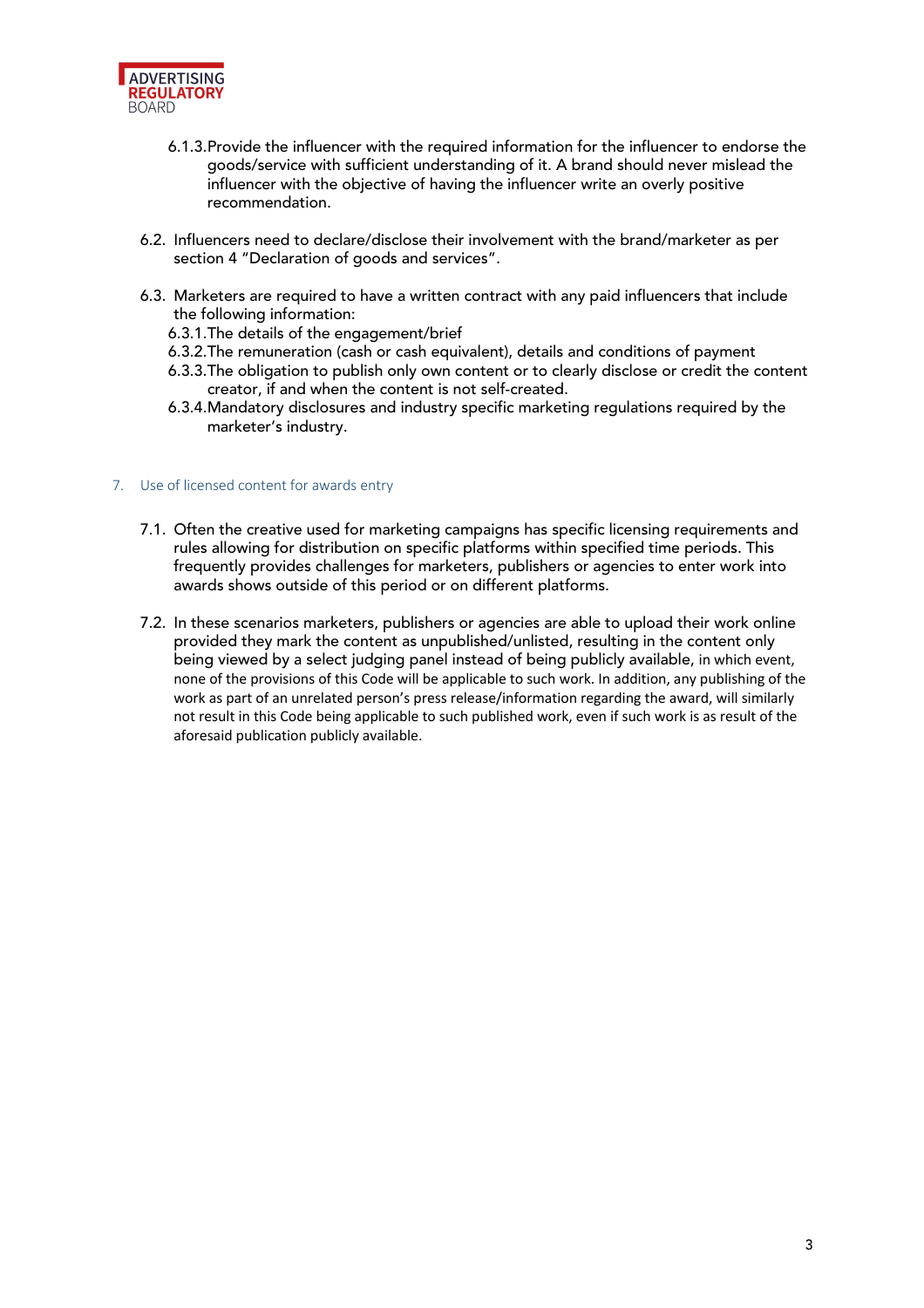6.1.3. Provide the influencer with the required information for the influencer to endorse the goods/service with sufficient understanding of it. A brand should never mislead the influencer with the objective of having the influencer write an overly positive recommendation.

6.2. Influencers need to declare/disclose their involvement with the brand/marketer as per section 4 "Declaration of goods and services".

6.3. Marketers are required to have a written contract with any paid influencers that include the following information:

6.3.1. The details of the engagement/brief

6.3.2. The remuneration (cash or cash equivalent), details and conditions of payment

6.3.3. The obligation to publish only own content or to clearly disclose or credit the content creator, if and when the content is not self-created.

6.3.4. Mandatory disclosures and industry specific marketing regulations required by the marketer's industry.

## 7. Use of licensed content for awards entry

7.1. Often the creative used for marketing campaigns has specific licensing requirements and rules allowing for distribution on specific platforms within specified time periods. This frequently provides challenges for marketers, publishers or agencies to enter work into awards shows outside of this period or on different platforms.

7.2. In these scenarios marketers, publishers or agencies are able to upload their work online provided they mark the content as unpublished/unlisted, resulting in the content only being viewed by a select judging panel instead of being publicly available, in which event, none of the provisions of this Code will be applicable to such work. In addition, any publishing of the work as part of an unrelated person's press release/information regarding the award, will similarly not result in this Code being applicable to such published work, even if such work is as result of the aforesaid publication publicly available.